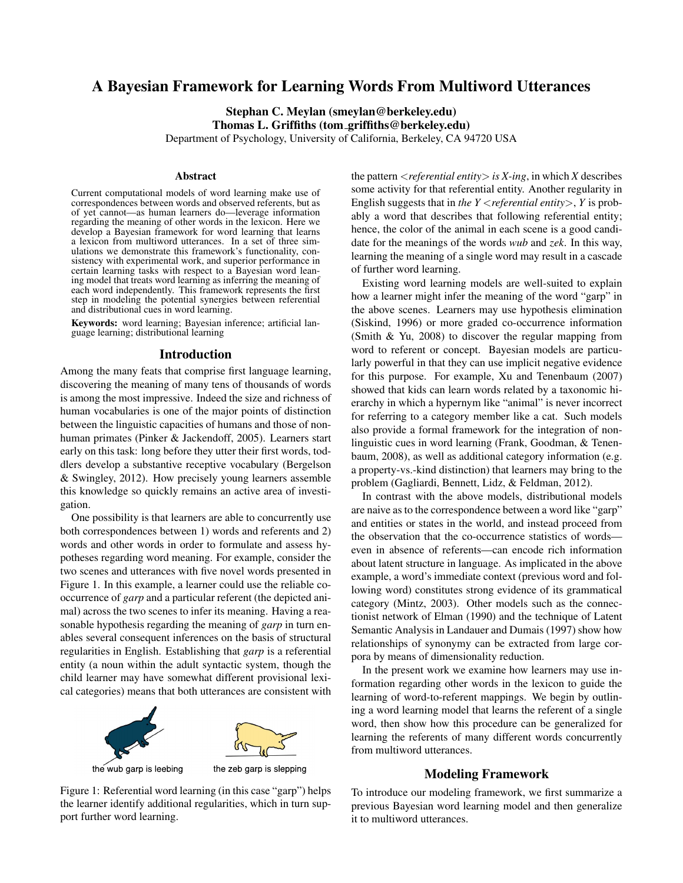# A Bayesian Framework for Learning Words From Multiword Utterances

**Stephan C. Meylan (smeylan@berkeley.edu)**
**Thomas L. Griffiths (tom_griffiths@berkeley.edu)**
Department of Psychology, University of California, Berkeley, CA 94720 USA

## Abstract

Current computational models of word learning make use of correspondences between words and observed referents, but as of yet cannot—as human learners do—leverage information regarding the meaning of other words in the lexicon. Here we develop a Bayesian framework for word learning that learns a lexicon from multiword utterances. In a set of three simulations we demonstrate this framework's functionality, consistency with experimental work, and superior performance in certain learning tasks with respect to a Bayesian word leaning model that treats word learning as inferring the meaning of each word independently. This framework represents the first step in modeling the potential synergies between referential and distributional cues in word learning.

**Keywords:** word learning; Bayesian inference; artificial language learning; distributional learning

## Introduction

Among the many feats that comprise first language learning, discovering the meaning of many tens of thousands of words is among the most impressive. Indeed the size and richness of human vocabularies is one of the major points of distinction between the linguistic capacities of humans and those of nonhuman primates (Pinker & Jackendoff, 2005). Learners start early on this task: long before they utter their first words, toddlers develop a substantive receptive vocabulary (Bergelson & Swingley, 2012). How precisely young learners assemble this knowledge so quickly remains an active area of investigation.

One possibility is that learners are able to concurrently use both correspondences between 1) words and referents and 2) words and other words in order to formulate and assess hypotheses regarding word meaning. For example, consider the two scenes and utterances with five novel words presented in Figure 1. In this example, a learner could use the reliable co-occurrence of *garp* and a particular referent (the depicted animal) across the two scenes to infer its meaning. Having a reasonable hypothesis regarding the meaning of *garp* in turn enables several consequent inferences on the basis of structural regularities in English. Establishing that *garp* is a referential entity (a noun within the adult syntactic system, though the child learner may have somewhat different provisional lexical categories) means that both utterances are consistent with the pattern *<referential entity> is X-ing*, in which *X* describes some activity for that referential entity. Another regularity in English suggests that in *the Y <referential entity>*, *Y* is probably a word that describes that following referential entity; hence, the color of the animal in each scene is a good candidate for the meanings of the words *wub* and *zek*. In this way, learning the meaning of a single word may result in a cascade of further word learning.

the wub garp is leebing    the zeb garp is slepping

Figure 1: Referential word learning (in this case "garp") helps the learner identify additional regularities, which in turn support further word learning.

Existing word learning models are well-suited to explain how a learner might infer the meaning of the word "garp" in the above scenes. Learners may use hypothesis elimination (Siskind, 1996) or more graded co-occurrence information (Smith & Yu, 2008) to discover the regular mapping from word to referent or concept. Bayesian models are particularly powerful in that they can use implicit negative evidence for this purpose. For example, Xu and Tenenbaum (2007) showed that kids can learn words related by a taxonomic hierarchy in which a hypernym like "animal" is never incorrect for referring to a category member like a cat. Such models also provide a formal framework for the integration of non-linguistic cues in word learning (Frank, Goodman, & Tenenbaum, 2008), as well as additional category information (e.g. a property-vs.-kind distinction) that learners may bring to the problem (Gagliardi, Bennett, Lidz, & Feldman, 2012).

In contrast with the above models, distributional models are naive as to the correspondence between a word like "garp" and entities or states in the world, and instead proceed from the observation that the co-occurrence statistics of words—even in absence of referents—can encode rich information about latent structure in language. As implicated in the above example, a word's immediate context (previous word and following word) constitutes strong evidence of its grammatical category (Mintz, 2003). Other models such as the connectionist network of Elman (1990) and the technique of Latent Semantic Analysis in Landauer and Dumais (1997) show how relationships of synonymy can be extracted from large corpora by means of dimensionality reduction.

In the present work we examine how learners may use information regarding other words in the lexicon to guide the learning of word-to-referent mappings. We begin by outlining a word learning model that learns the referent of a single word, then show how this procedure can be generalized for learning the referents of many different words concurrently from multiword utterances.

## Modeling Framework

To introduce our modeling framework, we first summarize a previous Bayesian word learning model and then generalize it to multiword utterances.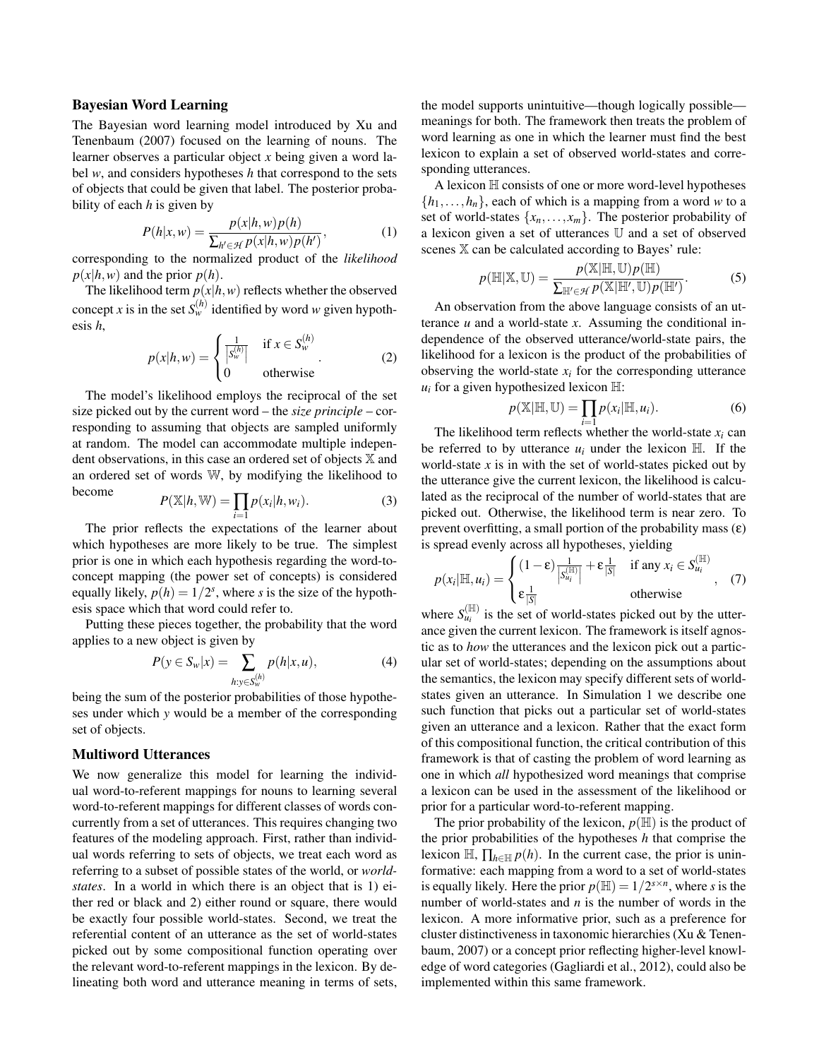## Bayesian Word Learning

The Bayesian word learning model introduced by Xu and Tenenbaum (2007) focused on the learning of nouns. The learner observes a particular object $x$ being given a word label $w$, and considers hypotheses $h$ that correspond to the sets of objects that could be given that label. The posterior probability of each $h$ is given by

$$P(h|x,w) = \frac{p(x|h,w)p(h)}{\sum_{h' \in \mathcal{H}} p(x|h,w)p(h')}, \quad (1)$$

corresponding to the normalized product of the *likelihood* $p(x|h,w)$ and the prior $p(h)$.

The likelihood term $p(x|h,w)$ reflects whether the observed concept $x$ is in the set $S_w^{(h)}$ identified by word $w$ given hypothesis $h$,

$$p(x|h,w) = \begin{cases} \frac{1}{\left|S_w^{(h)}\right|} & \text{if } x \in S_w^{(h)} \\ 0 & \text{otherwise} \end{cases}. \quad (2)$$

The model's likelihood employs the reciprocal of the set size picked out by the current word – the *size principle* – corresponding to assuming that objects are sampled uniformly at random. The model can accommodate multiple independent observations, in this case an ordered set of objects $\mathbb{X}$ and an ordered set of words $\mathbb{W}$, by modifying the likelihood to become

$$P(\mathbb{X}|h,\mathbb{W}) = \prod_{i=1} p(x_i|h,w_i). \quad (3)$$

The prior reflects the expectations of the learner about which hypotheses are more likely to be true. The simplest prior is one in which each hypothesis regarding the word-to-concept mapping (the power set of concepts) is considered equally likely, $p(h) = 1/2^s$, where $s$ is the size of the hypothesis space which that word could refer to.

Putting these pieces together, the probability that the word applies to a new object is given by

$$P(y \in S_w|x) = \sum_{h: y \in S_w^{(h)}} p(h|x,u), \quad (4)$$

being the sum of the posterior probabilities of those hypotheses under which $y$ would be a member of the corresponding set of objects.

## Multiword Utterances

We now generalize this model for learning the individual word-to-referent mappings for nouns to learning several word-to-referent mappings for different classes of words concurrently from a set of utterances. This requires changing two features of the modeling approach. First, rather than individual words referring to sets of objects, we treat each word as referring to a subset of possible states of the world, or *world-states*. In a world in which there is an object that is 1) either red or black and 2) either round or square, there would be exactly four possible world-states. Second, we treat the referential content of an utterance as the set of world-states picked out by some compositional function operating over the relevant word-to-referent mappings in the lexicon. By delineating both word and utterance meaning in terms of sets, the model supports unintuitive—though logically possible—meanings for both. The framework then treats the problem of word learning as one in which the learner must find the best lexicon to explain a set of observed world-states and corresponding utterances.

A lexicon $\mathbb{H}$ consists of one or more word-level hypotheses $\{h_1,\ldots,h_n\}$, each of which is a mapping from a word $w$ to a set of world-states $\{x_n,\ldots,x_m\}$. The posterior probability of a lexicon given a set of utterances $\mathbb{U}$ and a set of observed scenes $\mathbb{X}$ can be calculated according to Bayes' rule:

$$p(\mathbb{H}|\mathbb{X},\mathbb{U}) = \frac{p(\mathbb{X}|\mathbb{H},\mathbb{U})p(\mathbb{H})}{\sum_{\mathbb{H}' \in \mathcal{H}} p(\mathbb{X}|\mathbb{H}',\mathbb{U})p(\mathbb{H}')}. \quad (5)$$

An observation from the above language consists of an utterance $u$ and a world-state $x$. Assuming the conditional independence of the observed utterance/world-state pairs, the likelihood for a lexicon is the product of the probabilities of observing the world-state $x_i$ for the corresponding utterance $u_i$ for a given hypothesized lexicon $\mathbb{H}$:

$$p(\mathbb{X}|\mathbb{H},\mathbb{U}) = \prod_{i=1} p(x_i|\mathbb{H},u_i). \quad (6)$$

The likelihood term reflects whether the world-state $x_i$ can be referred to by utterance $u_i$ under the lexicon $\mathbb{H}$. If the world-state $x$ is in with the set of world-states picked out by the utterance give the current lexicon, the likelihood is calculated as the reciprocal of the number of world-states that are picked out. Otherwise, the likelihood term is near zero. To prevent overfitting, a small portion of the probability mass ($\varepsilon$) is spread evenly across all hypotheses, yielding

$$p(x_i|\mathbb{H},u_i) = \begin{cases} (1-\varepsilon)\frac{1}{\left|S_{u_i}^{(\mathbb{H})}\right|} + \varepsilon\frac{1}{|S|} & \text{if any } x_i \in S_{u_i}^{(\mathbb{H})} \\ \varepsilon\frac{1}{|S|} & \text{otherwise} \end{cases}, \quad (7)$$

where $S_{u_i}^{(\mathbb{H})}$ is the set of world-states picked out by the utterance given the current lexicon. The framework is itself agnostic as to *how* the utterances and the lexicon pick out a particular set of world-states; depending on the assumptions about the semantics, the lexicon may specify different sets of world-states given an utterance. In Simulation 1 we describe one such function that picks out a particular set of world-states given an utterance and a lexicon. Rather that the exact form of this compositional function, the critical contribution of this framework is that of casting the problem of word learning as one in which *all* hypothesized word meanings that comprise a lexicon can be used in the assessment of the likelihood or prior for a particular word-to-referent mapping.

The prior probability of the lexicon, $p(\mathbb{H})$ is the product of the prior probabilities of the hypotheses $h$ that comprise the lexicon $\mathbb{H}$, $\prod_{h \in \mathbb{H}} p(h)$. In the current case, the prior is uninformative: each mapping from a word to a set of world-states is equally likely. Here the prior $p(\mathbb{H}) = 1/2^{s \times n}$, where $s$ is the number of world-states and $n$ is the number of words in the lexicon. A more informative prior, such as a preference for cluster distinctiveness in taxonomic hierarchies (Xu & Tenenbaum, 2007) or a concept prior reflecting higher-level knowledge of word categories (Gagliardi et al., 2012), could also be implemented within this same framework.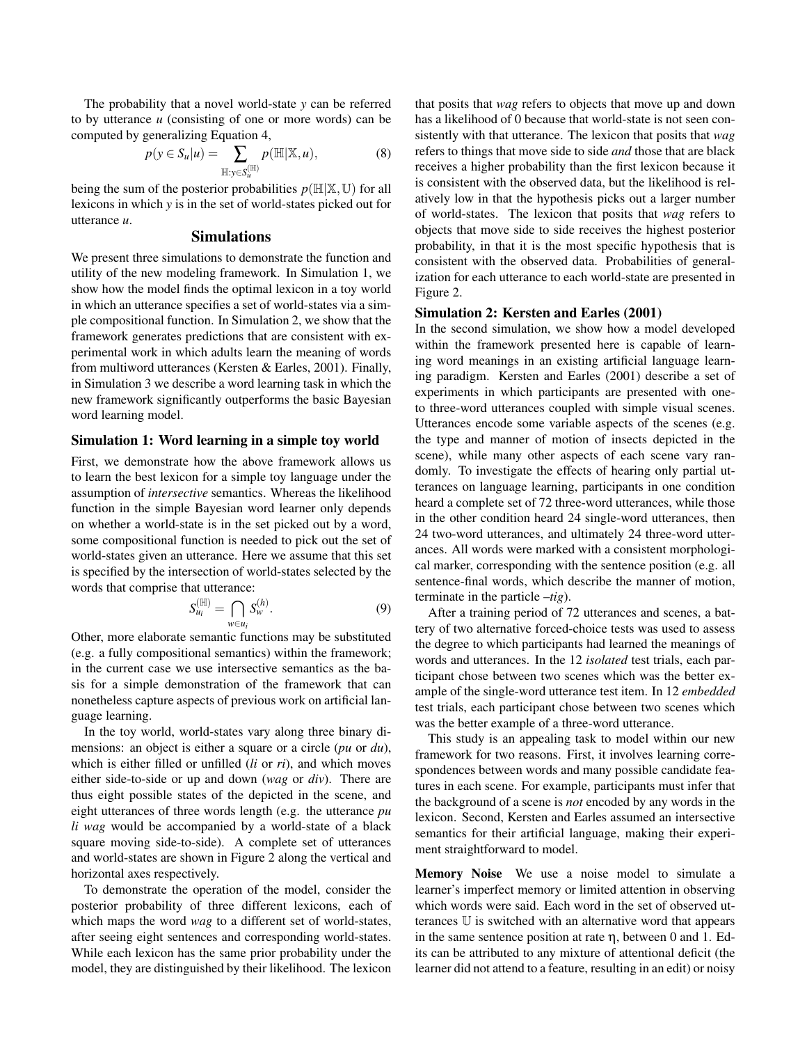The probability that a novel world-state $y$ can be referred to by utterance $u$ (consisting of one or more words) can be computed by generalizing Equation 4,

$$p(y \in S_u | u) = \sum_{\mathbb{H}: y \in S_u^{(\mathbb{H})}} p(\mathbb{H}|\mathbb{X}, u), \tag{8}$$

being the sum of the posterior probabilities $p(\mathbb{H}|\mathbb{X}, \mathbb{U})$ for all lexicons in which $y$ is in the set of world-states picked out for utterance $u$.

## Simulations

We present three simulations to demonstrate the function and utility of the new modeling framework. In Simulation 1, we show how the model finds the optimal lexicon in a toy world in which an utterance specifies a set of world-states via a simple compositional function. In Simulation 2, we show that the framework generates predictions that are consistent with experimental work in which adults learn the meaning of words from multiword utterances (Kersten & Earles, 2001). Finally, in Simulation 3 we describe a word learning task in which the new framework significantly outperforms the basic Bayesian word learning model.

### Simulation 1: Word learning in a simple toy world

First, we demonstrate how the above framework allows us to learn the best lexicon for a simple toy language under the assumption of *intersective* semantics. Whereas the likelihood function in the simple Bayesian word learner only depends on whether a world-state is in the set picked out by a word, some compositional function is needed to pick out the set of world-states given an utterance. Here we assume that this set is specified by the intersection of world-states selected by the words that comprise that utterance:

$$S_{u_i}^{(\mathbb{H})} = \bigcap_{w \in u_i} S_w^{(h)}. \tag{9}$$

Other, more elaborate semantic functions may be substituted (e.g. a fully compositional semantics) within the framework; in the current case we use intersective semantics as the basis for a simple demonstration of the framework that can nonetheless capture aspects of previous work on artificial language learning.

In the toy world, world-states vary along three binary dimensions: an object is either a square or a circle (*pu* or *du*), which is either filled or unfilled (*li* or *ri*), and which moves either side-to-side or up and down (*wag* or *div*). There are thus eight possible states of the depicted in the scene, and eight utterances of three words length (e.g. the utterance *pu li wag* would be accompanied by a world-state of a black square moving side-to-side). A complete set of utterances and world-states are shown in Figure 2 along the vertical and horizontal axes respectively.

To demonstrate the operation of the model, consider the posterior probability of three different lexicons, each of which maps the word *wag* to a different set of world-states, after seeing eight sentences and corresponding world-states. While each lexicon has the same prior probability under the model, they are distinguished by their likelihood. The lexicon that posits that *wag* refers to objects that move up and down has a likelihood of 0 because that world-state is not seen consistently with that utterance. The lexicon that posits that *wag* refers to things that move side to side *and* those that are black receives a higher probability than the first lexicon because it is consistent with the observed data, but the likelihood is relatively low in that the hypothesis picks out a larger number of world-states. The lexicon that posits that *wag* refers to objects that move side to side receives the highest posterior probability, in that it is the most specific hypothesis that is consistent with the observed data. Probabilities of generalization for each utterance to each world-state are presented in Figure 2.

### Simulation 2: Kersten and Earles (2001)

In the second simulation, we show how a model developed within the framework presented here is capable of learning word meanings in an existing artificial language learning paradigm. Kersten and Earles (2001) describe a set of experiments in which participants are presented with one- to three-word utterances coupled with simple visual scenes. Utterances encode some variable aspects of the scenes (e.g. the type and manner of motion of insects depicted in the scene), while many other aspects of each scene vary randomly. To investigate the effects of hearing only partial utterances on language learning, participants in one condition heard a complete set of 72 three-word utterances, while those in the other condition heard 24 single-word utterances, then 24 two-word utterances, and ultimately 24 three-word utterances. All words were marked with a consistent morphological marker, corresponding with the sentence position (e.g. all sentence-final words, which describe the manner of motion, terminate in the particle *–tig*).

After a training period of 72 utterances and scenes, a battery of two alternative forced-choice tests was used to assess the degree to which participants had learned the meanings of words and utterances. In the 12 *isolated* test trials, each participant chose between two scenes which was the better example of the single-word utterance test item. In 12 *embedded* test trials, each participant chose between two scenes which was the better example of a three-word utterance.

This study is an appealing task to model within our new framework for two reasons. First, it involves learning correspondences between words and many possible candidate features in each scene. For example, participants must infer that the background of a scene is *not* encoded by any words in the lexicon. Second, Kersten and Earles assumed an intersective semantics for their artificial language, making their experiment straightforward to model.

**Memory Noise** We use a noise model to simulate a learner's imperfect memory or limited attention in observing which words were said. Each word in the set of observed utterances $\mathbb{U}$ is switched with an alternative word that appears in the same sentence position at rate $\eta$, between 0 and 1. Edits can be attributed to any mixture of attentional deficit (the learner did not attend to a feature, resulting in an edit) or noisy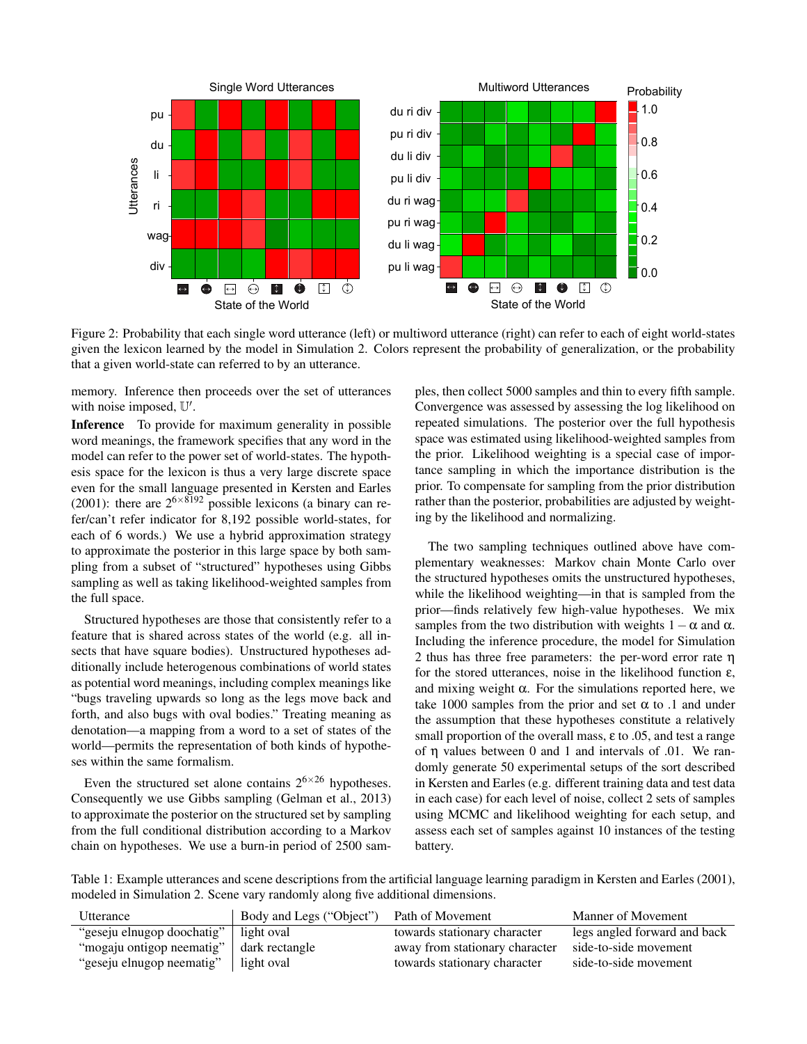Figure 2: Probability that each single word utterance (left) or multiword utterance (right) can refer to each of eight world-states given the lexicon learned by the model in Simulation 2. Colors represent the probability of generalization, or the probability that a given world-state can referred to by an utterance.

memory. Inference then proceeds over the set of utterances with noise imposed, $\mathbb{U}'$.

**Inference** To provide for maximum generality in possible word meanings, the framework specifies that any word in the model can refer to the power set of world-states. The hypothesis space for the lexicon is thus a very large discrete space even for the small language presented in Kersten and Earles (2001): there are $2^{6\times8192}$ possible lexicons (a binary can refer/can't refer indicator for 8,192 possible world-states, for each of 6 words.) We use a hybrid approximation strategy to approximate the posterior in this large space by both sampling from a subset of "structured" hypotheses using Gibbs sampling as well as taking likelihood-weighted samples from the full space.

Structured hypotheses are those that consistently refer to a feature that is shared across states of the world (e.g. all insects that have square bodies). Unstructured hypotheses additionally include heterogenous combinations of world states as potential word meanings, including complex meanings like "bugs traveling upwards so long as the legs move back and forth, and also bugs with oval bodies." Treating meaning as denotation—a mapping from a word to a set of states of the world—permits the representation of both kinds of hypotheses within the same formalism.

Even the structured set alone contains $2^{6\times26}$ hypotheses. Consequently we use Gibbs sampling (Gelman et al., 2013) to approximate the posterior on the structured set by sampling from the full conditional distribution according to a Markov chain on hypotheses. We use a burn-in period of 2500 samples, then collect 5000 samples and thin to every fifth sample. Convergence was assessed by assessing the log likelihood on repeated simulations. The posterior over the full hypothesis space was estimated using likelihood-weighted samples from the prior. Likelihood weighting is a special case of importance sampling in which the importance distribution is the prior. To compensate for sampling from the prior distribution rather than the posterior, probabilities are adjusted by weighting by the likelihood and normalizing.

The two sampling techniques outlined above have complementary weaknesses: Markov chain Monte Carlo over the structured hypotheses omits the unstructured hypotheses, while the likelihood weighting—in that is sampled from the prior—finds relatively few high-value hypotheses. We mix samples from the two distribution with weights $1-\alpha$ and $\alpha$. Including the inference procedure, the model for Simulation 2 thus has three free parameters: the per-word error rate $\eta$ for the stored utterances, noise in the likelihood function $\varepsilon$, and mixing weight $\alpha$. For the simulations reported here, we take 1000 samples from the prior and set $\alpha$ to .1 and under the assumption that these hypotheses constitute a relatively small proportion of the overall mass, $\varepsilon$ to .05, and test a range of $\eta$ values between 0 and 1 and intervals of .01. We randomly generate 50 experimental setups of the sort described in Kersten and Earles (e.g. different training data and test data in each case) for each level of noise, collect 2 sets of samples using MCMC and likelihood weighting for each setup, and assess each set of samples against 10 instances of the testing battery.

Table 1: Example utterances and scene descriptions from the artificial language learning paradigm in Kersten and Earles (2001), modeled in Simulation 2. Scene vary randomly along five additional dimensions.

| Utterance | Body and Legs ("Object") | Path of Movement | Manner of Movement |
|---|---|---|---|
| "geseju elnugop doochatig" | light oval | towards stationary character | legs angled forward and back |
| "mogaju ontigop neematig" | dark rectangle | away from stationary character | side-to-side movement |
| "geseju elnugop neematig" | light oval | towards stationary character | side-to-side movement |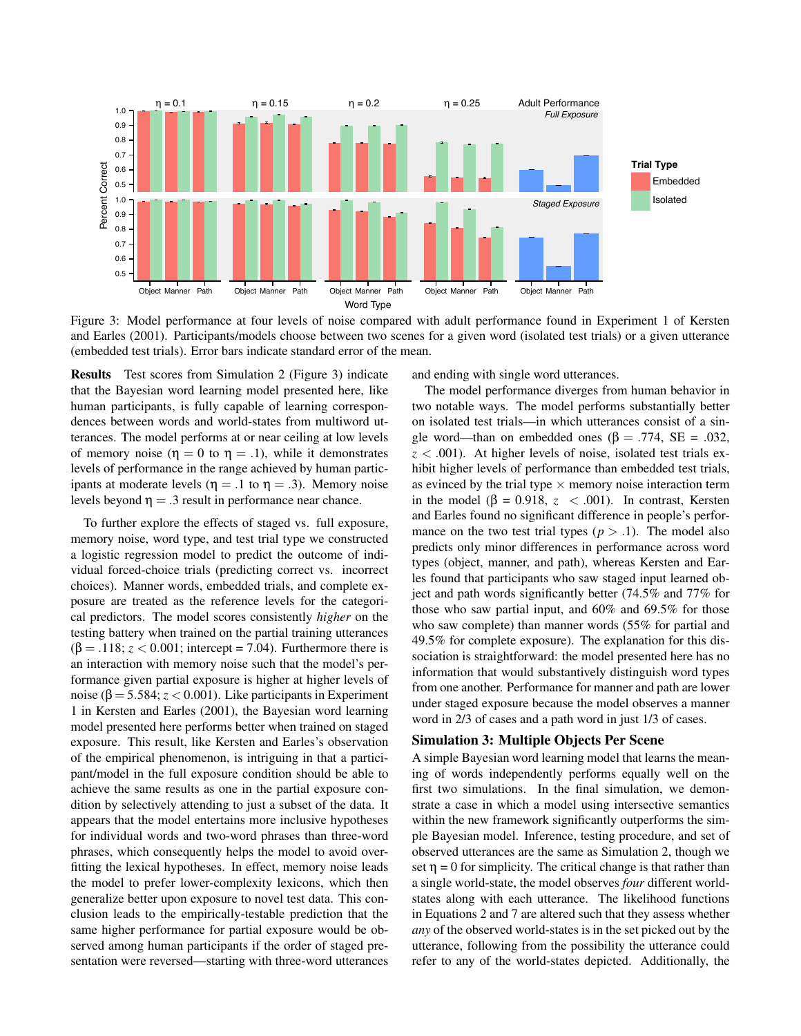Figure 3: Model performance at four levels of noise compared with adult performance found in Experiment 1 of Kersten and Earles (2001). Participants/models choose between two scenes for a given word (isolated test trials) or a given utterance (embedded test trials). Error bars indicate standard error of the mean.

**Results** Test scores from Simulation 2 (Figure 3) indicate that the Bayesian word learning model presented here, like human participants, is fully capable of learning correspondences between words and world-states from multiword utterances. The model performs at or near ceiling at low levels of memory noise ($\eta = 0$ to $\eta = .1$), while it demonstrates levels of performance in the range achieved by human participants at moderate levels ($\eta = .1$ to $\eta = .3$). Memory noise levels beyond $\eta = .3$ result in performance near chance.

To further explore the effects of staged vs. full exposure, memory noise, word type, and test trial type we constructed a logistic regression model to predict the outcome of individual forced-choice trials (predicting correct vs. incorrect choices). Manner words, embedded trials, and complete exposure are treated as the reference levels for the categorical predictors. The model scores consistently *higher* on the testing battery when trained on the partial training utterances ($\beta = .118$; $z < 0.001$; intercept = 7.04). Furthermore there is an interaction with memory noise such that the model's performance given partial exposure is higher at higher levels of noise ($\beta = 5.584$; $z < 0.001$). Like participants in Experiment 1 in Kersten and Earles (2001), the Bayesian word learning model presented here performs better when trained on staged exposure. This result, like Kersten and Earles's observation of the empirical phenomenon, is intriguing in that a participant/model in the full exposure condition should be able to achieve the same results as one in the partial exposure condition by selectively attending to just a subset of the data. It appears that the model entertains more inclusive hypotheses for individual words and two-word phrases than three-word phrases, which consequently helps the model to avoid overfitting the lexical hypotheses. In effect, memory noise leads the model to prefer lower-complexity lexicons, which then generalize better upon exposure to novel test data. This conclusion leads to the empirically-testable prediction that the same higher performance for partial exposure would be observed among human participants if the order of staged presentation were reversed—starting with three-word utterances and ending with single word utterances.

The model performance diverges from human behavior in two notable ways. The model performs substantially better on isolated test trials—in which utterances consist of a single word—than on embedded ones ($\beta = .774$, SE = .032, $z < .001$). At higher levels of noise, isolated test trials exhibit higher levels of performance than embedded test trials, as evinced by the trial type $\times$ memory noise interaction term in the model ($\beta = 0.918$, $z < .001$). In contrast, Kersten and Earles found no significant difference in people's performance on the two test trial types ($p > .1$). The model also predicts only minor differences in performance across word types (object, manner, and path), whereas Kersten and Earles found that participants who saw staged input learned object and path words significantly better (74.5% and 77% for those who saw partial input, and 60% and 69.5% for those who saw complete) than manner words (55% for partial and 49.5% for complete exposure). The explanation for this dissociation is straightforward: the model presented here has no information that would substantively distinguish word types from one another. Performance for manner and path are lower under staged exposure because the model observes a manner word in 2/3 of cases and a path word in just 1/3 of cases.

### Simulation 3: Multiple Objects Per Scene

A simple Bayesian word learning model that learns the meaning of words independently performs equally well on the first two simulations. In the final simulation, we demonstrate a case in which a model using intersective semantics within the new framework significantly outperforms the simple Bayesian model. Inference, testing procedure, and set of observed utterances are the same as Simulation 2, though we set $\eta = 0$ for simplicity. The critical change is that rather than a single world-state, the model observes *four* different world-states along with each utterance. The likelihood functions in Equations 2 and 7 are altered such that they assess whether *any* of the observed world-states is in the set picked out by the utterance, following from the possibility the utterance could refer to any of the world-states depicted. Additionally, the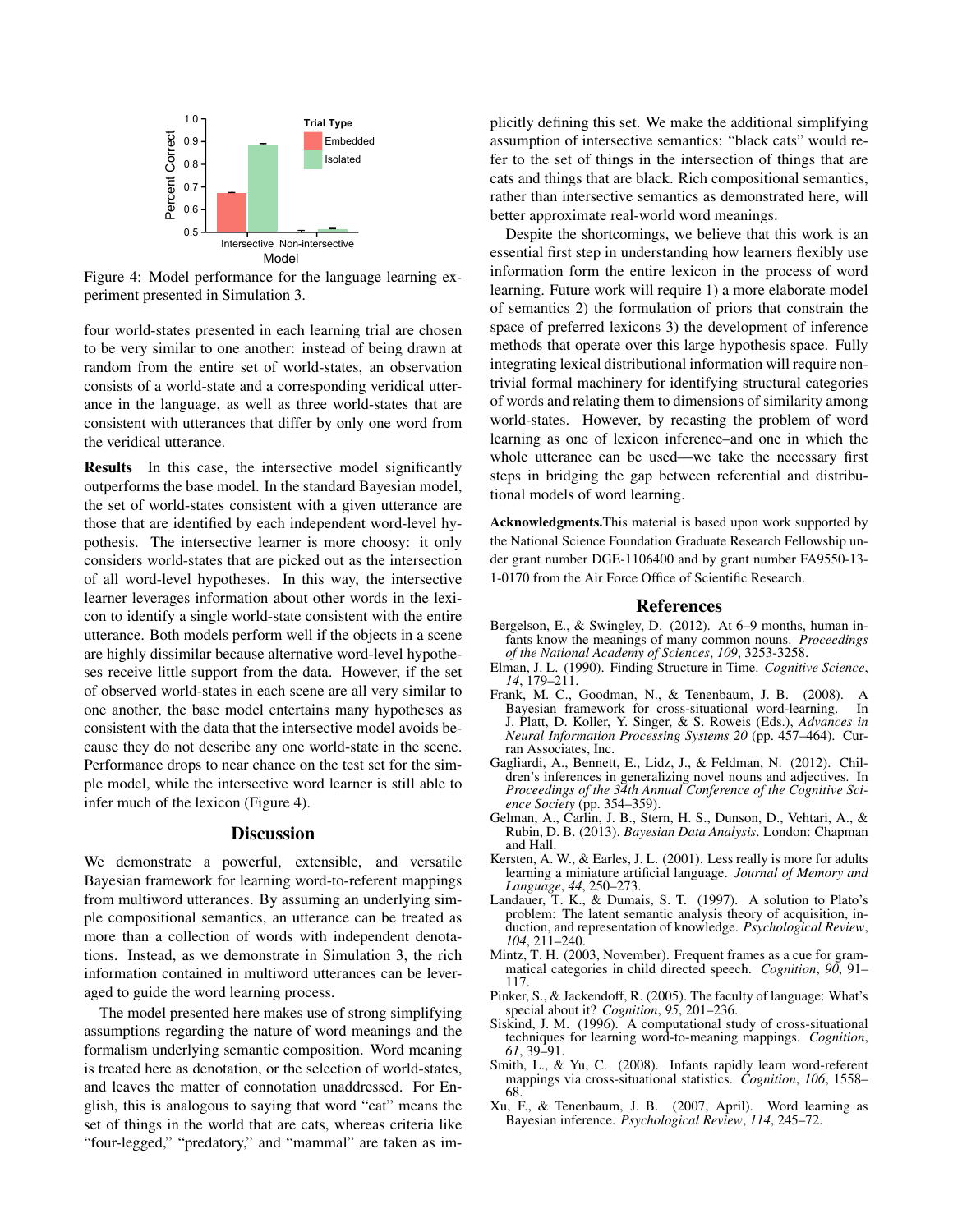1.0
0.9
0.8
0.7
0.6
0.5
Percent Correct
Trial Type
Embedded
Isolated
Intersective Non-intersective
Model

Figure 4: Model performance for the language learning experiment presented in Simulation 3.

four world-states presented in each learning trial are chosen to be very similar to one another: instead of being drawn at random from the entire set of world-states, an observation consists of a world-state and a corresponding veridical utterance in the language, as well as three world-states that are consistent with utterances that differ by only one word from the veridical utterance.

**Results** In this case, the intersective model significantly outperforms the base model. In the standard Bayesian model, the set of world-states consistent with a given utterance are those that are identified by each independent word-level hypothesis. The intersective learner is more choosy: it only considers world-states that are picked out as the intersection of all word-level hypotheses. In this way, the intersective learner leverages information about other words in the lexicon to identify a single world-state consistent with the entire utterance. Both models perform well if the objects in a scene are highly dissimilar because alternative word-level hypotheses receive little support from the data. However, if the set of observed world-states in each scene are all very similar to one another, the base model entertains many hypotheses as consistent with the data that the intersective model avoids because they do not describe any one world-state in the scene. Performance drops to near chance on the test set for the simple model, while the intersective word learner is still able to infer much of the lexicon (Figure 4).

## Discussion

We demonstrate a powerful, extensible, and versatile Bayesian framework for learning word-to-referent mappings from multiword utterances. By assuming an underlying simple compositional semantics, an utterance can be treated as more than a collection of words with independent denotations. Instead, as we demonstrate in Simulation 3, the rich information contained in multiword utterances can be leveraged to guide the word learning process.

The model presented here makes use of strong simplifying assumptions regarding the nature of word meanings and the formalism underlying semantic composition. Word meaning is treated here as denotation, or the selection of world-states, and leaves the matter of connotation unaddressed. For English, this is analogous to saying that word "cat" means the set of things in the world that are cats, whereas criteria like "four-legged," "predatory," and "mammal" are taken as implicitly defining this set. We make the additional simplifying assumption of intersective semantics: "black cats" would refer to the set of things in the intersection of things that are cats and things that are black. Rich compositional semantics, rather than intersective semantics as demonstrated here, will better approximate real-world word meanings.

Despite the shortcomings, we believe that this work is an essential first step in understanding how learners flexibly use information form the entire lexicon in the process of word learning. Future work will require 1) a more elaborate model of semantics 2) the formulation of priors that constrain the space of preferred lexicons 3) the development of inference methods that operate over this large hypothesis space. Fully integrating lexical distributional information will require non-trivial formal machinery for identifying structural categories of words and relating them to dimensions of similarity among world-states. However, by recasting the problem of word learning as one of lexicon inference–and one in which the whole utterance can be used—we take the necessary first steps in bridging the gap between referential and distributional models of word learning.

**Acknowledgments.** This material is based upon work supported by the National Science Foundation Graduate Research Fellowship under grant number DGE-1106400 and by grant number FA9550-13-1-0170 from the Air Force Office of Scientific Research.

## References

Bergelson, E., & Swingley, D. (2012). At 6–9 months, human infants know the meanings of many common nouns. *Proceedings of the National Academy of Sciences*, *109*, 3253-3258.

Elman, J. L. (1990). Finding Structure in Time. *Cognitive Science*, *14*, 179–211.

Frank, M. C., Goodman, N., & Tenenbaum, J. B. (2008). A Bayesian framework for cross-situational word-learning. In J. Platt, D. Koller, Y. Singer, & S. Roweis (Eds.), *Advances in Neural Information Processing Systems 20* (pp. 457–464). Curran Associates, Inc.

Gagliardi, A., Bennett, E., Lidz, J., & Feldman, N. (2012). Children's inferences in generalizing novel nouns and adjectives. In *Proceedings of the 34th Annual Conference of the Cognitive Science Society* (pp. 354–359).

Gelman, A., Carlin, J. B., Stern, H. S., Dunson, D., Vehtari, A., & Rubin, D. B. (2013). *Bayesian Data Analysis*. London: Chapman and Hall.

Kersten, A. W., & Earles, J. L. (2001). Less really is more for adults learning a miniature artificial language. *Journal of Memory and Language*, *44*, 250–273.

Landauer, T. K., & Dumais, S. T. (1997). A solution to Plato's problem: The latent semantic analysis theory of acquisition, induction, and representation of knowledge. *Psychological Review*, *104*, 211–240.

Mintz, T. H. (2003, November). Frequent frames as a cue for grammatical categories in child directed speech. *Cognition*, *90*, 91–117.

Pinker, S., & Jackendoff, R. (2005). The faculty of language: What's special about it? *Cognition*, *95*, 201–236.

Siskind, J. M. (1996). A computational study of cross-situational techniques for learning word-to-meaning mappings. *Cognition*, *61*, 39–91.

Smith, L., & Yu, C. (2008). Infants rapidly learn word-referent mappings via cross-situational statistics. *Cognition*, *106*, 1558–68.

Xu, F., & Tenenbaum, J. B. (2007, April). Word learning as Bayesian inference. *Psychological Review*, *114*, 245–72.